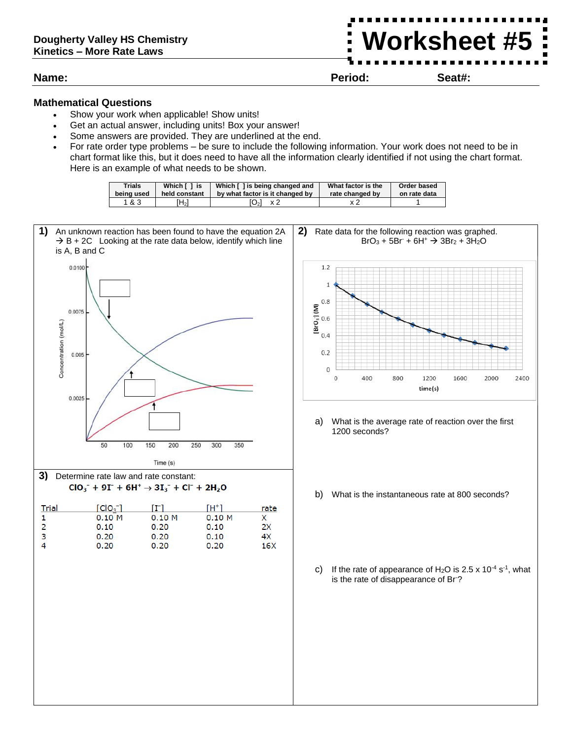Dougherty Valley HS Chemistry
Kinetics – More Rate Laws

# Worksheet #5

**Name:** **Period:** **Seat#:**

## Mathematical Questions

- Show your work when applicable! Show units!
- Get an actual answer, including units! Box your answer!
- Some answers are provided. They are underlined at the end.
- For rate order type problems – be sure to include the following information. Your work does not need to be in chart format like this, but it does need to have all the information clearly identified if not using the chart format. Here is an example of what needs to be shown.

| Trials being used | Which [ ] is held constant | Which [ ] is being changed and by what factor is it changed by | What factor is the rate changed by | Order based on rate data |
|---|---|---|---|---|
| 1 & 3 | $[H_2]$ | $[O_2]$ x 2 | x 2 | 1 |

**1)** An unknown reaction has been found to have the equation 2A → B + 2C Looking at the rate data below, identify which line is A, B and C

Concentration (mol/L)

0.0100, 0.0075, 0.005, 0.0025

Time (s)

50, 100, 150, 200, 250, 300, 350

**2)** Rate data for the following reaction was graphed.

$$BrO_3 + 5Br^- + 6H^+ \rightarrow 3Br_2 + 3H_2O$$

$[BrO_3^-]$ (M)

0, 0.2, 0.4, 0.6, 0.8, 1, 1.2

time(s)

0, 400, 800, 1200, 1600, 2000, 2400

a) What is the average rate of reaction over the first 1200 seconds?

b) What is the instantaneous rate at 800 seconds?

c) If the rate of appearance of $H_2O$ is 2.5 x $10^{-4}$ $s^{-1}$, what is the rate of disappearance of $Br^-$?

**3)** Determine rate law and rate constant:

$$ClO_3^- + 9I^- + 6H^+ \rightarrow 3I_3^- + Cl^- + 2H_2O$$

| Trial | $[ClO_3^-]$ | $[I^-]$ | $[H^+]$ | rate |
|---|---|---|---|---|
| 1 | 0.10 M | 0.10 M | 0.10 M | X |
| 2 | 0.10 | 0.20 | 0.10 | 2X |
| 3 | 0.20 | 0.20 | 0.10 | 4X |
| 4 | 0.20 | 0.20 | 0.20 | 16X |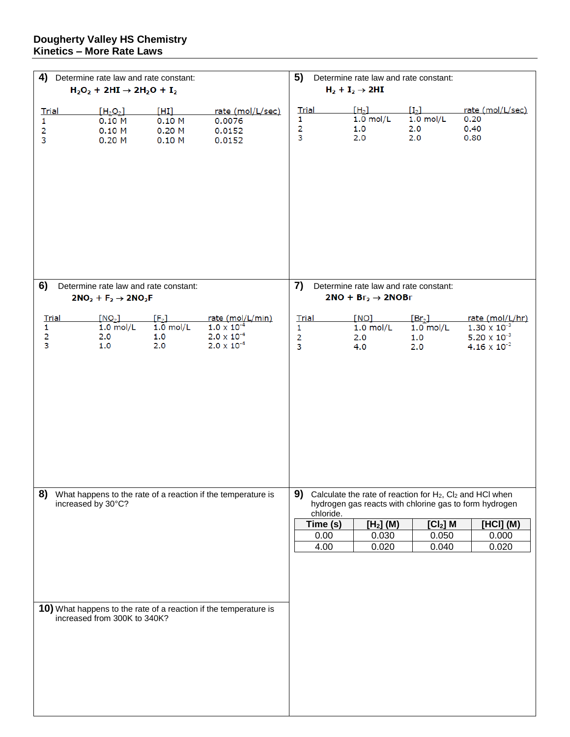# Dougherty Valley HS Chemistry
## Kinetics – More Rate Laws

**4)** Determine rate law and rate constant:

$$H_2O_2 + 2HI \rightarrow 2H_2O + I_2$$

| Trial | $[H_2O_2]$ | $[HI]$ | rate (mol/L/sec) |
|---|---|---|---|
| 1 | 0.10 M | 0.10 M | 0.0076 |
| 2 | 0.10 M | 0.20 M | 0.0152 |
| 3 | 0.20 M | 0.10 M | 0.0152 |

**5)** Determine rate law and rate constant:

$$H_2 + I_2 \rightarrow 2HI$$

| Trial | $[H_2]$ | $[I_2]$ | rate (mol/L/sec) |
|---|---|---|---|
| 1 | 1.0 mol/L | 1.0 mol/L | 0.20 |
| 2 | 1.0 | 2.0 | 0.40 |
| 3 | 2.0 | 2.0 | 0.80 |

**6)** Determine rate law and rate constant:

$$2NO_2 + F_2 \rightarrow 2NO_2F$$

| Trial | $[NO_2]$ | $[F_2]$ | rate (mol/L/min) |
|---|---|---|---|
| 1 | 1.0 mol/L | 1.0 mol/L | $1.0 \times 10^{-4}$ |
| 2 | 2.0 | 1.0 | $2.0 \times 10^{-4}$ |
| 3 | 1.0 | 2.0 | $2.0 \times 10^{-4}$ |

**7)** Determine rate law and rate constant:

$$2NO + Br_2 \rightarrow 2NOBr$$

| Trial | $[NO]$ | $[Br_2]$ | rate (mol/L/hr) |
|---|---|---|---|
| 1 | 1.0 mol/L | 1.0 mol/L | $1.30 \times 10^{-3}$ |
| 2 | 2.0 | 1.0 | $5.20 \times 10^{-3}$ |
| 3 | 4.0 | 2.0 | $4.16 \times 10^{-2}$ |

**8)** What happens to the rate of a reaction if the temperature is increased by 30°C?

**9)** Calculate the rate of reaction for $H_2$, $Cl_2$ and HCl when hydrogen gas reacts with chlorine gas to form hydrogen chloride.

| Time (s) | $[H_2]$ (M) | $[Cl_2]$ M | [HCl] (M) |
|---|---|---|---|
| 0.00 | 0.030 | 0.050 | 0.000 |
| 4.00 | 0.020 | 0.040 | 0.020 |

**10)** What happens to the rate of a reaction if the temperature is increased from 300K to 340K?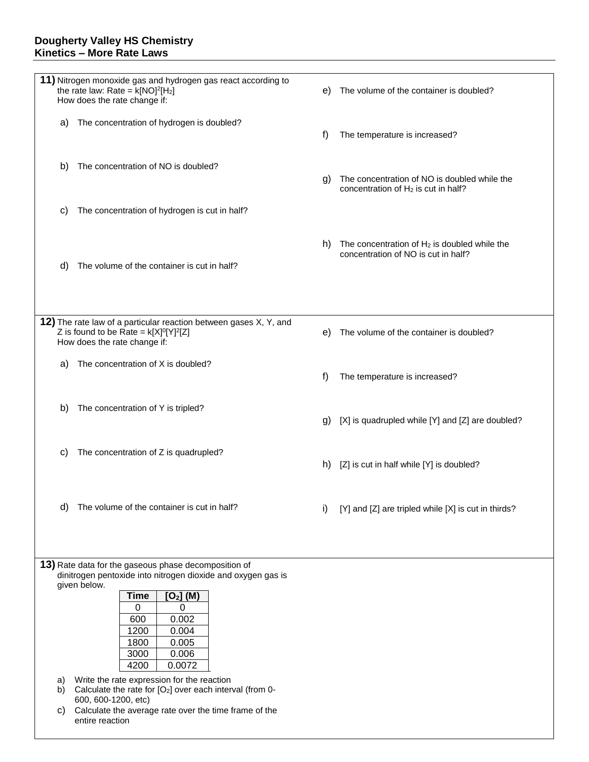**Dougherty Valley HS Chemistry**
**Kinetics – More Rate Laws**

**11)** Nitrogen monoxide gas and hydrogen gas react according to the rate law: Rate = $k[NO]^2[H_2]$
How does the rate change if:

a) The concentration of hydrogen is doubled?

b) The concentration of NO is doubled?

c) The concentration of hydrogen is cut in half?

d) The volume of the container is cut in half?

e) The volume of the container is doubled?

f) The temperature is increased?

g) The concentration of NO is doubled while the concentration of $H_2$ is cut in half?

h) The concentration of $H_2$ is doubled while the concentration of NO is cut in half?

**12)** The rate law of a particular reaction between gases X, Y, and Z is found to be Rate = $k[X]^0[Y]^2[Z]$
How does the rate change if:

a) The concentration of X is doubled?

b) The concentration of Y is tripled?

c) The concentration of Z is quadrupled?

d) The volume of the container is cut in half?

e) The volume of the container is doubled?

f) The temperature is increased?

g) [X] is quadrupled while [Y] and [Z] are doubled?

h) [Z] is cut in half while [Y] is doubled?

i) [Y] and [Z] are tripled while [X] is cut in thirds?

**13)** Rate data for the gaseous phase decomposition of dinitrogen pentoxide into nitrogen dioxide and oxygen gas is given below.

| Time | $[O_2]$ (M) |
|---|---|
| 0 | 0 |
| 600 | 0.002 |
| 1200 | 0.004 |
| 1800 | 0.005 |
| 3000 | 0.006 |
| 4200 | 0.0072 |

a) Write the rate expression for the reaction
b) Calculate the rate for $[O_2]$ over each interval (from 0-600, 600-1200, etc)
c) Calculate the average rate over the time frame of the entire reaction